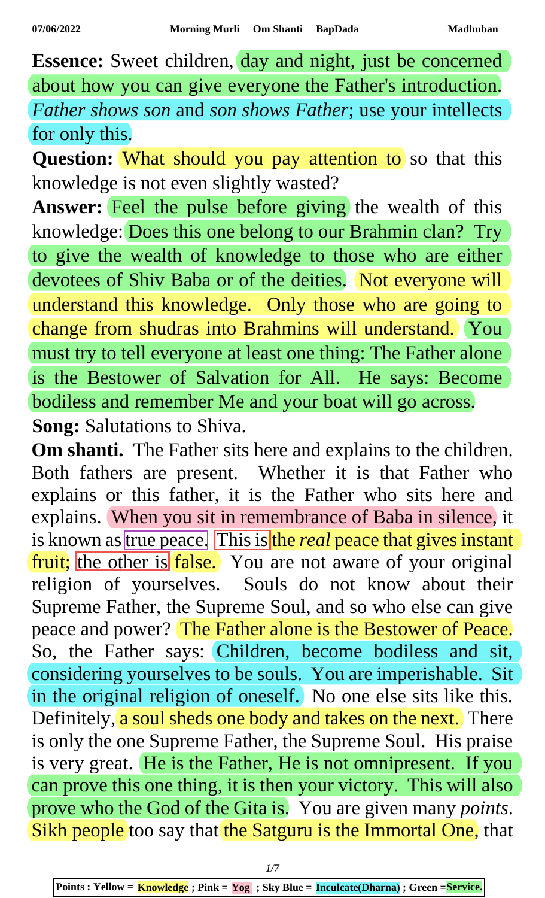**Essence:** Sweet children, day and night, just be concerned about how you can give everyone the Father's introduction. *Father shows son* and *son shows Father*; use your intellects for only this.

**Question:** What should you pay attention to so that this knowledge is not even slightly wasted?

**Answer:** Feel the pulse before giving the wealth of this knowledge: Does this one belong to our Brahmin clan? Try to give the wealth of knowledge to those who are either devotees of Shiv Baba or of the deities. Not everyone will understand this knowledge. Only those who are going to change from shudras into Brahmins will understand. You must try to tell everyone at least one thing: The Father alone is the Bestower of Salvation for All. He says: Become bodiless and remember Me and your boat will go across.

**Song:** Salutations to Shiva.

**Om shanti.** The Father sits here and explains to the children. Both fathers are present. Whether it is that Father who explains or this father, it is the Father who sits here and explains. When you sit in remembrance of Baba in silence, it is known as true peace. This is the *real* peace that gives instant fruit; the other is false. You are not aware of your original religion of yourselves. Souls do not know about their Supreme Father, the Supreme Soul, and so who else can give peace and power? The Father alone is the Bestower of Peace. So, the Father says: Children, become bodiless and sit, considering yourselves to be souls. You are imperishable. Sit in the original religion of oneself. No one else sits like this. Definitely, a soul sheds one body and takes on the next. There is only the one Supreme Father, the Supreme Soul. His praise is very great. He is the Father, He is not omnipresent. If you can prove this one thing, it is then your victory. This will also prove who the God of the Gita is. You are given many *points*. Sikh people too say that the Satguru is the Immortal One, that

Points : Yellow = Knowledge ; Pink = Yog ; Sky Blue = Inculcate(Dharna) ; Green =Service.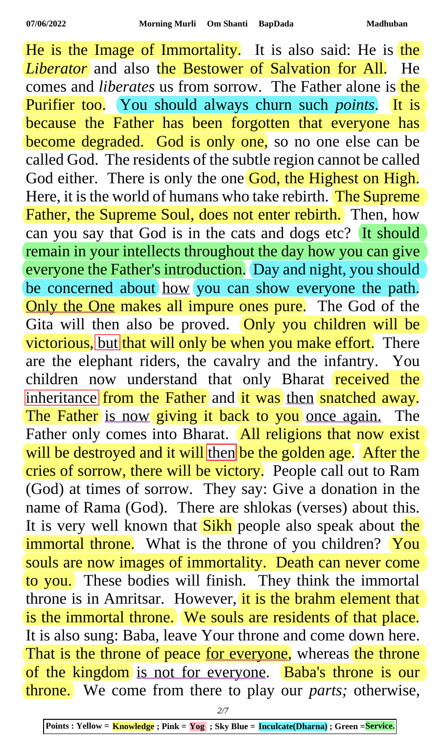He is the Image of Immortality. It is also said: He is the *Liberator* and also the Bestower of Salvation for All. He comes and *liberates* us from sorrow. The Father alone is the Purifier too. You should always churn such *points*. It is because the Father has been forgotten that everyone has become degraded. God is only one, so no one else can be called God. The residents of the subtle region cannot be called God either. There is only the one God, the Highest on High. Here, it is the world of humans who take rebirth. The Supreme Father, the Supreme Soul, does not enter rebirth. Then, how can you say that God is in the cats and dogs etc? It should remain in your intellects throughout the day how you can give everyone the Father's introduction. Day and night, you should be concerned about how you can show everyone the path. Only the One makes all impure ones pure. The God of the Gita will then also be proved. Only you children will be victorious, but that will only be when you make effort. There are the elephant riders, the cavalry and the infantry. You children now understand that only Bharat received the inheritance from the Father and it was then snatched away. The Father is now giving it back to you once again. The Father only comes into Bharat. All religions that now exist will be destroyed and it will then be the golden age. After the cries of sorrow, there will be victory. People call out to Ram (God) at times of sorrow. They say: Give a donation in the name of Rama (God). There are shlokas (verses) about this. It is very well known that Sikh people also speak about the immortal throne. What is the throne of you children? You souls are now images of immortality. Death can never come to you. These bodies will finish. They think the immortal throne is in Amritsar. However, it is the brahm element that is the immortal throne. We souls are residents of that place. It is also sung: Baba, leave Your throne and come down here. That is the throne of peace for everyone, whereas the throne of the kingdom is not for everyone. Baba's throne is our throne. We come from there to play our *parts;* otherwise,

Points : Yellow = Knowledge ; Pink = Yog ; Sky Blue = Inculcate(Dharna) ; Green = Service.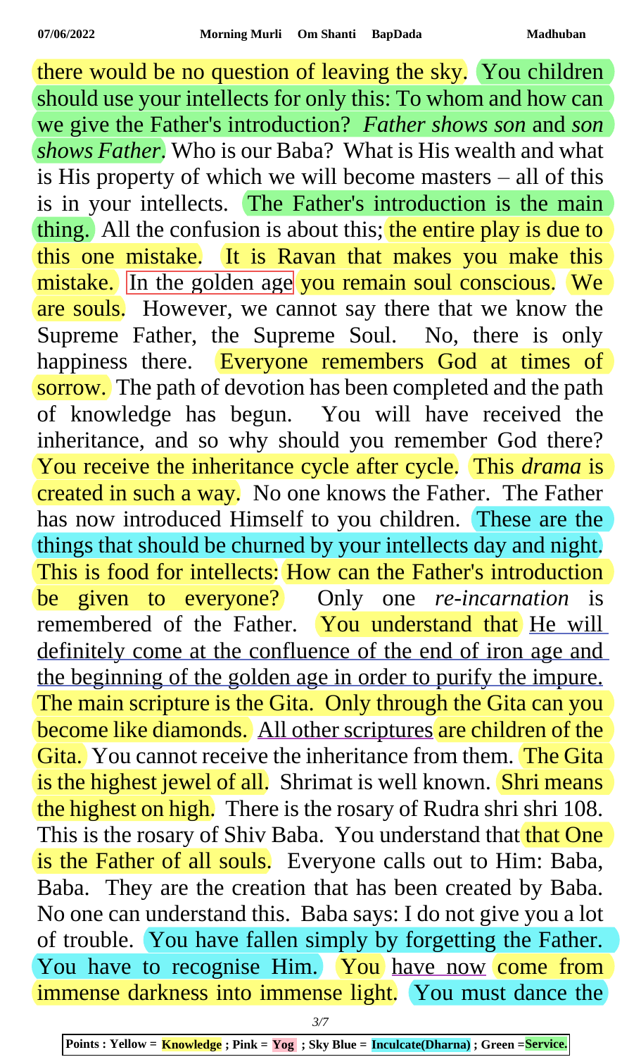there would be no question of leaving the sky. You children should use your intellects for only this: To whom and how can we give the Father's introduction? *Father shows son* and *son shows Father*. Who is our Baba? What is His wealth and what is His property of which we will become masters – all of this is in your intellects. The Father's introduction is the main thing. All the confusion is about this; the entire play is due to this one mistake. It is Ravan that makes you make this mistake. In the golden age you remain soul conscious. We are souls. However, we cannot say there that we know the Supreme Father, the Supreme Soul. No, there is only happiness there. Everyone remembers God at times of sorrow. The path of devotion has been completed and the path of knowledge has begun. You will have received the inheritance, and so why should you remember God there? You receive the inheritance cycle after cycle. This *drama* is created in such a way. No one knows the Father. The Father has now introduced Himself to you children. These are the things that should be churned by your intellects day and night. This is food for intellects: How can the Father's introduction be given to everyone? Only one *re-incarnation* is remembered of the Father. You understand that He will definitely come at the confluence of the end of iron age and the beginning of the golden age in order to purify the impure. The main scripture is the Gita. Only through the Gita can you become like diamonds. All other scriptures are children of the Gita. You cannot receive the inheritance from them. The Gita is the highest jewel of all. Shrimat is well known. Shri means the highest on high. There is the rosary of Rudra shri shri 108. This is the rosary of Shiv Baba. You understand that that One is the Father of all souls. Everyone calls out to Him: Baba, Baba. They are the creation that has been created by Baba. No one can understand this. Baba says: I do not give you a lot of trouble. You have fallen simply by forgetting the Father. You have to recognise Him. You have now come from immense darkness into immense light. You must dance the

Points : Yellow = **Knowledge** ; Pink = **Yog** ; Sky Blue = **Inculcate(Dharna)** ; Green =**Service.**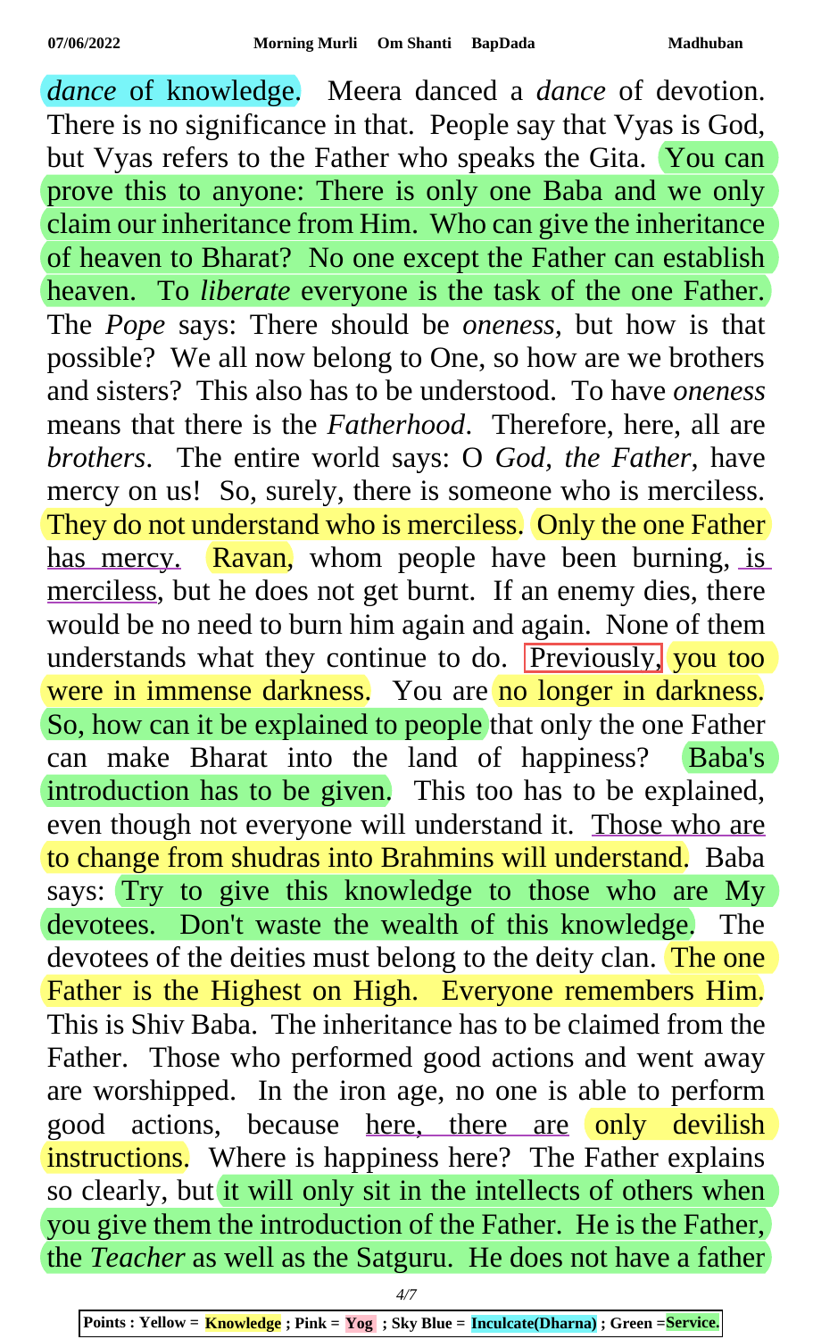*dance* of knowledge. Meera danced a *dance* of devotion. There is no significance in that. People say that Vyas is God, but Vyas refers to the Father who speaks the Gita. You can prove this to anyone: There is only one Baba and we only claim our inheritance from Him. Who can give the inheritance of heaven to Bharat? No one except the Father can establish heaven. To *liberate* everyone is the task of the one Father. The *Pope* says: There should be *oneness*, but how is that possible? We all now belong to One, so how are we brothers and sisters? This also has to be understood. To have *oneness* means that there is the *Fatherhood*. Therefore, here, all are *brothers*. The entire world says: O *God, the Father*, have mercy on us! So, surely, there is someone who is merciless. They do not understand who is merciless. Only the one Father has mercy. Ravan, whom people have been burning, is merciless, but he does not get burnt. If an enemy dies, there would be no need to burn him again and again. None of them understands what they continue to do. Previously, you too were in immense darkness. You are no longer in darkness. So, how can it be explained to people that only the one Father can make Bharat into the land of happiness? Baba's introduction has to be given. This too has to be explained, even though not everyone will understand it. Those who are to change from shudras into Brahmins will understand. Baba says: Try to give this knowledge to those who are My devotees. Don't waste the wealth of this knowledge. The devotees of the deities must belong to the deity clan. The one Father is the Highest on High. Everyone remembers Him. This is Shiv Baba. The inheritance has to be claimed from the Father. Those who performed good actions and went away are worshipped. In the iron age, no one is able to perform good actions, because here, there are only devilish instructions. Where is happiness here? The Father explains so clearly, but it will only sit in the intellects of others when you give them the introduction of the Father. He is the Father, the *Teacher* as well as the Satguru. He does not have a father

Points : Yellow = Knowledge ; Pink = Yog ; Sky Blue = Inculcate(Dharna) ; Green = Service.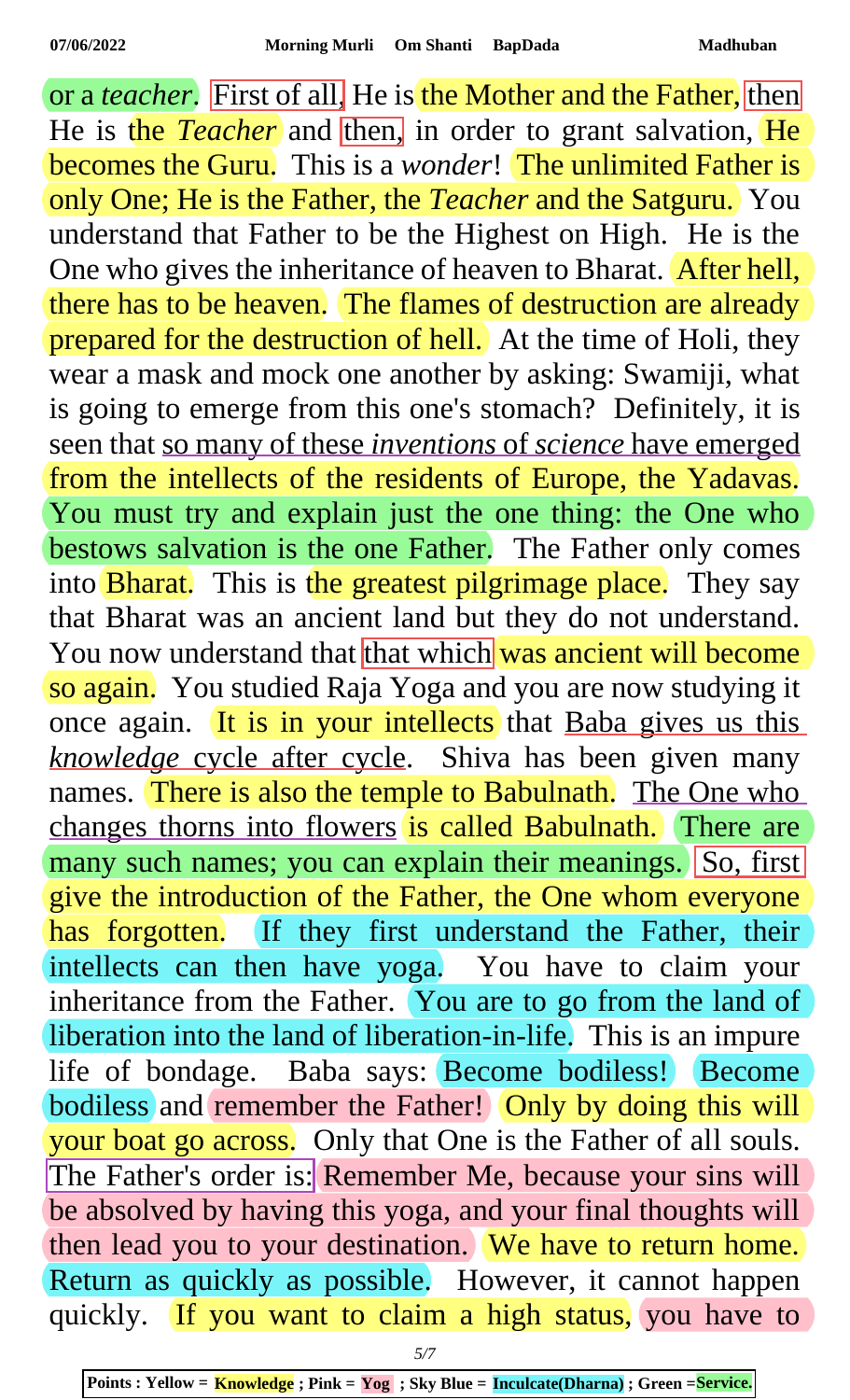or a *teacher*. First of all, He is the Mother and the Father, then He is the *Teacher* and then, in order to grant salvation, He becomes the Guru. This is a *wonder*! The unlimited Father is only One; He is the Father, the *Teacher* and the Satguru. You understand that Father to be the Highest on High. He is the One who gives the inheritance of heaven to Bharat. After hell, there has to be heaven. The flames of destruction are already prepared for the destruction of hell. At the time of Holi, they wear a mask and mock one another by asking: Swamiji, what is going to emerge from this one's stomach? Definitely, it is seen that so many of these *inventions* of *science* have emerged from the intellects of the residents of Europe, the Yadavas. You must try and explain just the one thing: the One who bestows salvation is the one Father. The Father only comes into Bharat. This is the greatest pilgrimage place. They say that Bharat was an ancient land but they do not understand. You now understand that that which was ancient will become so again. You studied Raja Yoga and you are now studying it once again. It is in your intellects that Baba gives us this *knowledge* cycle after cycle. Shiva has been given many names. There is also the temple to Babulnath. The One who changes thorns into flowers is called Babulnath. There are many such names; you can explain their meanings. So, first give the introduction of the Father, the One whom everyone has forgotten. If they first understand the Father, their intellects can then have yoga. You have to claim your inheritance from the Father. You are to go from the land of liberation into the land of liberation-in-life. This is an impure life of bondage. Baba says: Become bodiless! Become bodiless and remember the Father! Only by doing this will your boat go across. Only that One is the Father of all souls. The Father's order is: Remember Me, because your sins will be absolved by having this yoga, and your final thoughts will then lead you to your destination. We have to return home. Return as quickly as possible. However, it cannot happen quickly. If you want to claim a high status, you have to

Points : Yellow = Knowledge ; Pink = Yog ; Sky Blue = Inculcate(Dharna) ; Green = Service.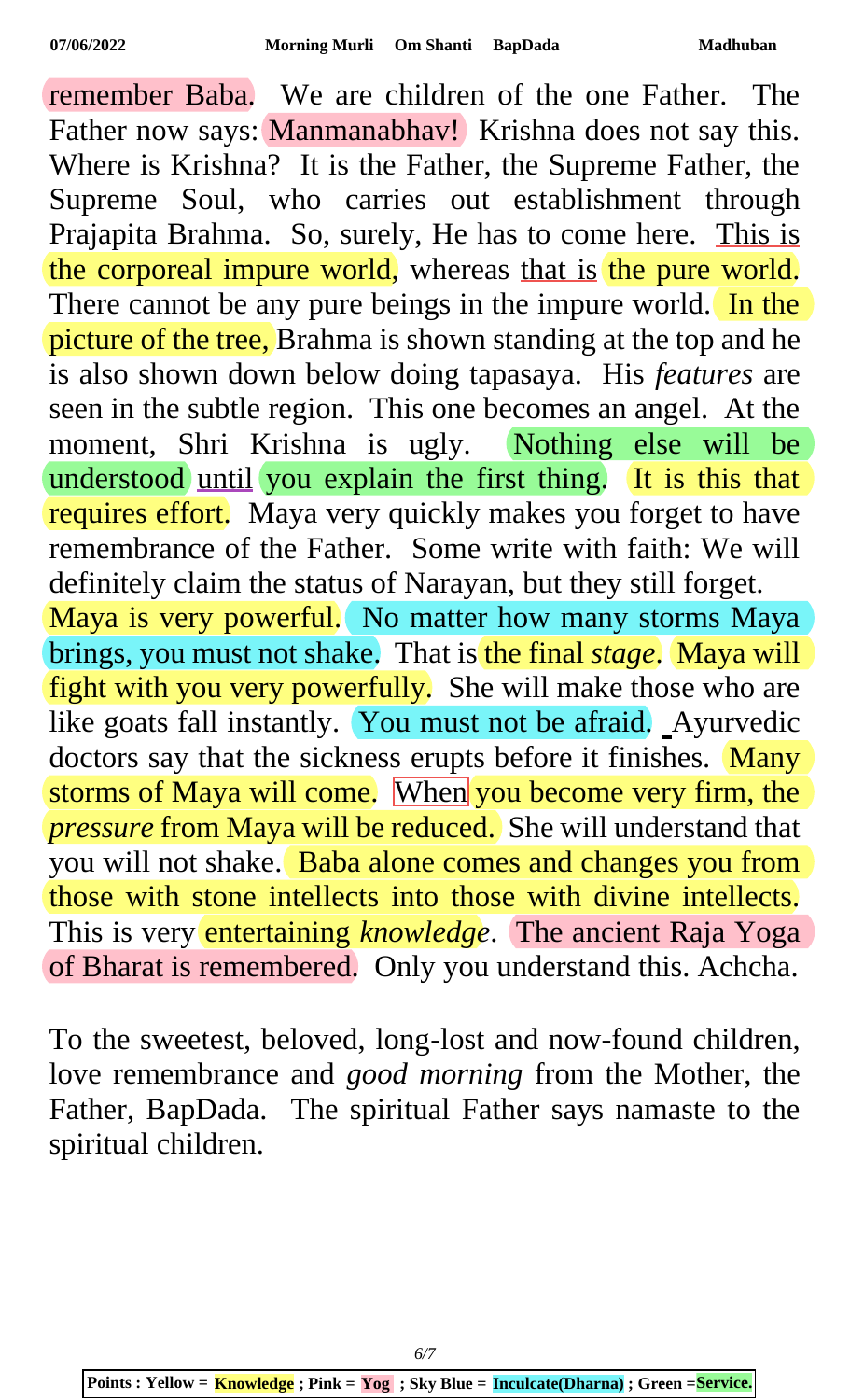remember Baba. We are children of the one Father. The Father now says: Manmanabhav! Krishna does not say this. Where is Krishna? It is the Father, the Supreme Father, the Supreme Soul, who carries out establishment through Prajapita Brahma. So, surely, He has to come here. This is the corporeal impure world, whereas that is the pure world. There cannot be any pure beings in the impure world. In the picture of the tree, Brahma is shown standing at the top and he is also shown down below doing tapasaya. His *features* are seen in the subtle region. This one becomes an angel. At the moment, Shri Krishna is ugly. Nothing else will be understood until you explain the first thing. It is this that requires effort. Maya very quickly makes you forget to have remembrance of the Father. Some write with faith: We will definitely claim the status of Narayan, but they still forget. Maya is very powerful. No matter how many storms Maya brings, you must not shake. That is the final *stage*. Maya will fight with you very powerfully. She will make those who are like goats fall instantly. You must not be afraid. Ayurvedic doctors say that the sickness erupts before it finishes. Many storms of Maya will come. When you become very firm, the *pressure* from Maya will be reduced. She will understand that you will not shake. Baba alone comes and changes you from those with stone intellects into those with divine intellects. This is very entertaining *knowledge*. The ancient Raja Yoga of Bharat is remembered. Only you understand this. Achcha.

To the sweetest, beloved, long-lost and now-found children, love remembrance and *good morning* from the Mother, the Father, BapDada. The spiritual Father says namaste to the spiritual children.

Points : Yellow = Knowledge ; Pink = Yog ; Sky Blue = Inculcate(Dharna) ; Green =Service.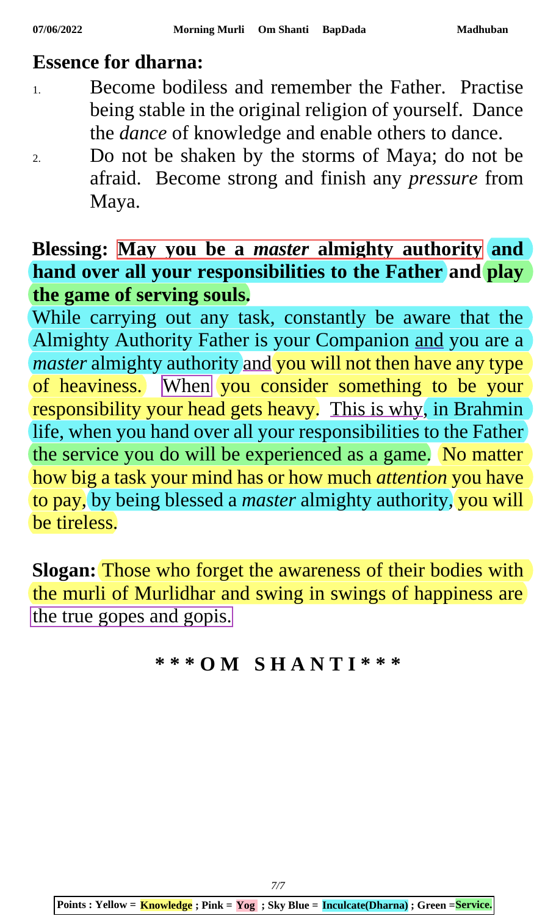## Essence for dharna:

1. Become bodiless and remember the Father. Practise being stable in the original religion of yourself. Dance the *dance* of knowledge and enable others to dance.
2. Do not be shaken by the storms of Maya; do not be afraid. Become strong and finish any *pressure* from Maya.

**Blessing: May you be a *master* almighty authority and hand over all your responsibilities to the Father and play the game of serving souls.**

While carrying out any task, constantly be aware that the Almighty Authority Father is your Companion and you are a *master* almighty authority and you will not then have any type of heaviness. When you consider something to be your responsibility your head gets heavy. This is why, in Brahmin life, when you hand over all your responsibilities to the Father the service you do will be experienced as a game. No matter how big a task your mind has or how much *attention* you have to pay, by being blessed a *master* almighty authority, you will be tireless.

**Slogan:** Those who forget the awareness of their bodies with the murli of Murlidhar and swing in swings of happiness are the true gopes and gopis.

**\* \* \* O M S H A N T I \* \* \***

**Points : Yellow = Knowledge ; Pink = Yog ; Sky Blue = Inculcate(Dharna) ; Green = Service.**